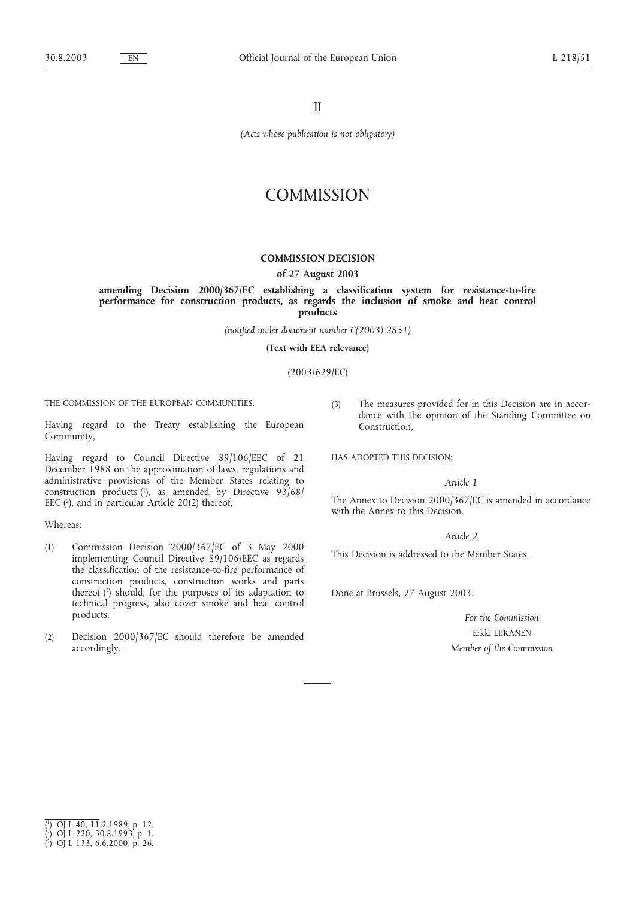II

*(Acts whose publication is not obligatory)*

# COMMISSION

## COMMISSION DECISION

### of 27 August 2003

### amending Decision 2000/367/EC establishing a classification system for resistance-to-fire performance for construction products, as regards the inclusion of smoke and heat control products

*(notified under document number C(2003) 2851)*

**(Text with EEA relevance)**

(2003/629/EC)

THE COMMISSION OF THE EUROPEAN COMMUNITIES,

Having regard to the Treaty establishing the European Community,

Having regard to Council Directive 89/106/EEC of 21 December 1988 on the approximation of laws, regulations and administrative provisions of the Member States relating to construction products [1], as amended by Directive 93/68/EEC [2], and in particular Article 20(2) thereof,

Whereas:

(1) Commission Decision 2000/367/EC of 3 May 2000 implementing Council Directive 89/106/EEC as regards the classification of the resistance-to-fire performance of construction products, construction works and parts thereof [3] should, for the purposes of its adaptation to technical progress, also cover smoke and heat control products.

(2) Decision 2000/367/EC should therefore be amended accordingly.

(3) The measures provided for in this Decision are in accordance with the opinion of the Standing Committee on Construction,

HAS ADOPTED THIS DECISION:

*Article 1*

The Annex to Decision 2000/367/EC is amended in accordance with the Annex to this Decision.

*Article 2*

This Decision is addressed to the Member States.

Done at Brussels, 27 August 2003.

*For the Commission*

Erkki LIIKANEN

*Member of the Commission*

---

[1] OJ L 40, 11.2.1989, p. 12.
[2] OJ L 220, 30.8.1993, p. 1.
[3] OJ L 133, 6.6.2000, p. 26.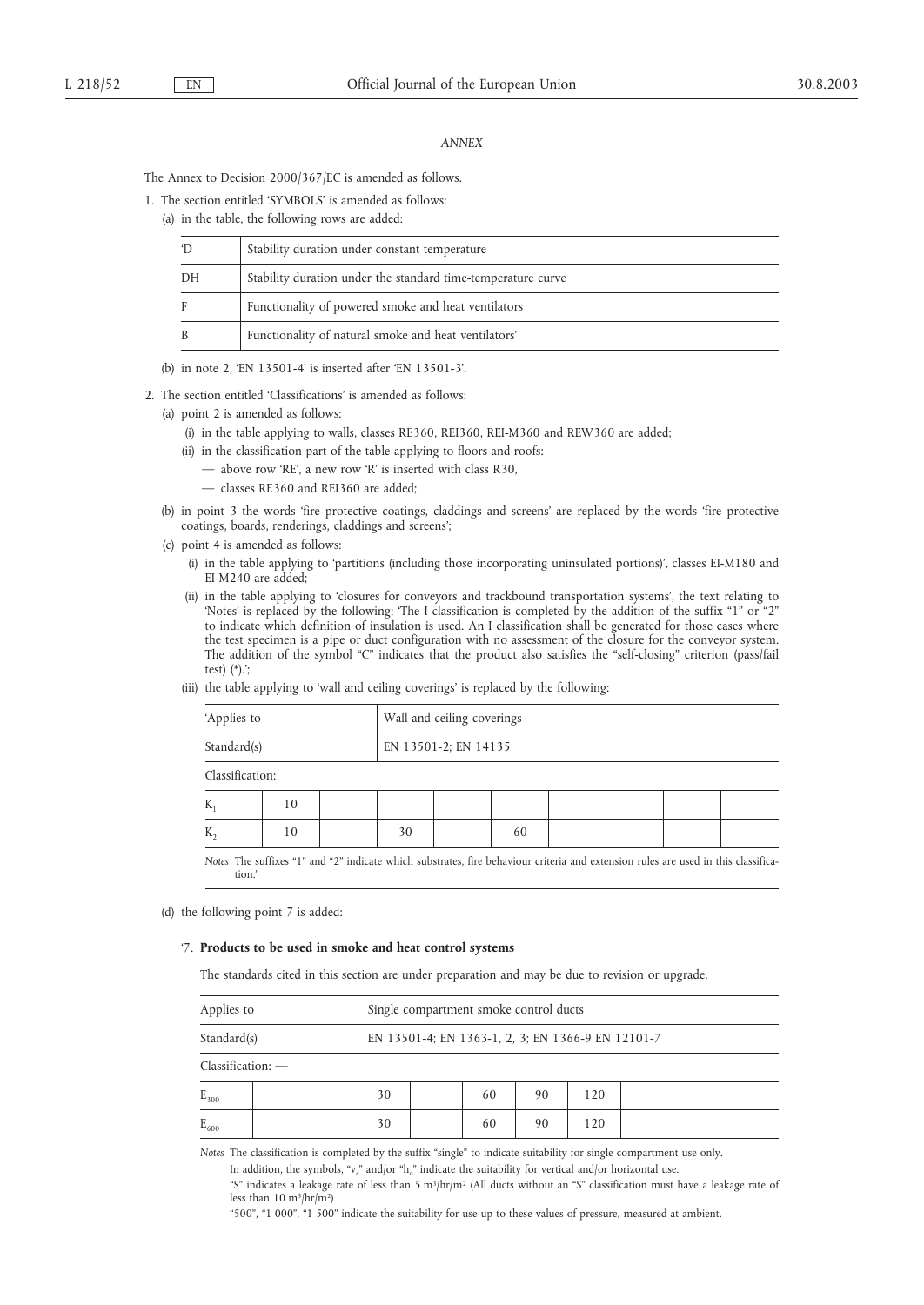*ANNEX*

The Annex to Decision 2000/367/EC is amended as follows.

1. The section entitled 'SYMBOLS' is amended as follows:

   (a) in the table, the following rows are added:

| | |
|---|---|
| 'D | Stability duration under constant temperature |
| DH | Stability duration under the standard time-temperature curve |
| F | Functionality of powered smoke and heat ventilators |
| B | Functionality of natural smoke and heat ventilators' |

   (b) in note 2, 'EN 13501-4' is inserted after 'EN 13501-3'.

2. The section entitled 'Classifications' is amended as follows:

   (a) point 2 is amended as follows:

      (i) in the table applying to walls, classes RE360, REI360, REI-M360 and REW360 are added;

      (ii) in the classification part of the table applying to floors and roofs:

      — above row 'RE', a new row 'R' is inserted with class R30,

      — classes RE360 and REI360 are added;

   (b) in point 3 the words 'fire protective coatings, claddings and screens' are replaced by the words 'fire protective coatings, boards, renderings, claddings and screens';

   (c) point 4 is amended as follows:

      (i) in the table applying to 'partitions (including those incorporating uninsulated portions)', classes EI-M180 and EI-M240 are added;

      (ii) in the table applying to 'closures for conveyors and trackbound transportation systems', the text relating to 'Notes' is replaced by the following: 'The I classification is completed by the addition of the suffix "1" or "2" to indicate which definition of insulation is used. An I classification shall be generated for those cases where the test specimen is a pipe or duct configuration with no assessment of the closure for the conveyor system. The addition of the symbol "C" indicates that the product also satisfies the "self-closing" criterion (pass/fail test) (*).';

      (iii) the table applying to 'wall and ceiling coverings' is replaced by the following:

| 'Applies to | Wall and ceiling coverings |
|---|---|
| Standard(s) | EN 13501-2; EN 14135 |

Classification:

| | | | | | | | | | |
|---|---|---|---|---|---|---|---|---|---|
| $K_1$ | 10 | | | | | | | | |
| $K_2$ | 10 | | 30 | | 60 | | | | |

*Notes* The suffixes "1" and "2" indicate which substrates, fire behaviour criteria and extension rules are used in this classification.'

   (d) the following point 7 is added:

'7. **Products to be used in smoke and heat control systems**

The standards cited in this section are under preparation and may be due to revision or upgrade.

| Applies to | Single compartment smoke control ducts |
|---|---|
| Standard(s) | EN 13501-4; EN 1363-1, 2, 3; EN 1366-9 EN 12101-7 |

Classification: —

| | | | | | | | | | | |
|---|---|---|---|---|---|---|---|---|---|---|
| $E_{300}$ | | | 30 | | 60 | 90 | 120 | | | |
| $E_{600}$ | | | 30 | | 60 | 90 | 120 | | | |

*Notes* The classification is completed by the suffix "single" to indicate suitability for single compartment use only.

In addition, the symbols, "$v_e$" and/or "$h_o$" indicate the suitability for vertical and/or horizontal use.

"S" indicates a leakage rate of less than 5 $m^3/hr/m^2$ (All ducts without an "S" classification must have a leakage rate of less than 10 $m^3/hr/m^2$)

"500", "1 000", "1 500" indicate the suitability for use up to these values of pressure, measured at ambient.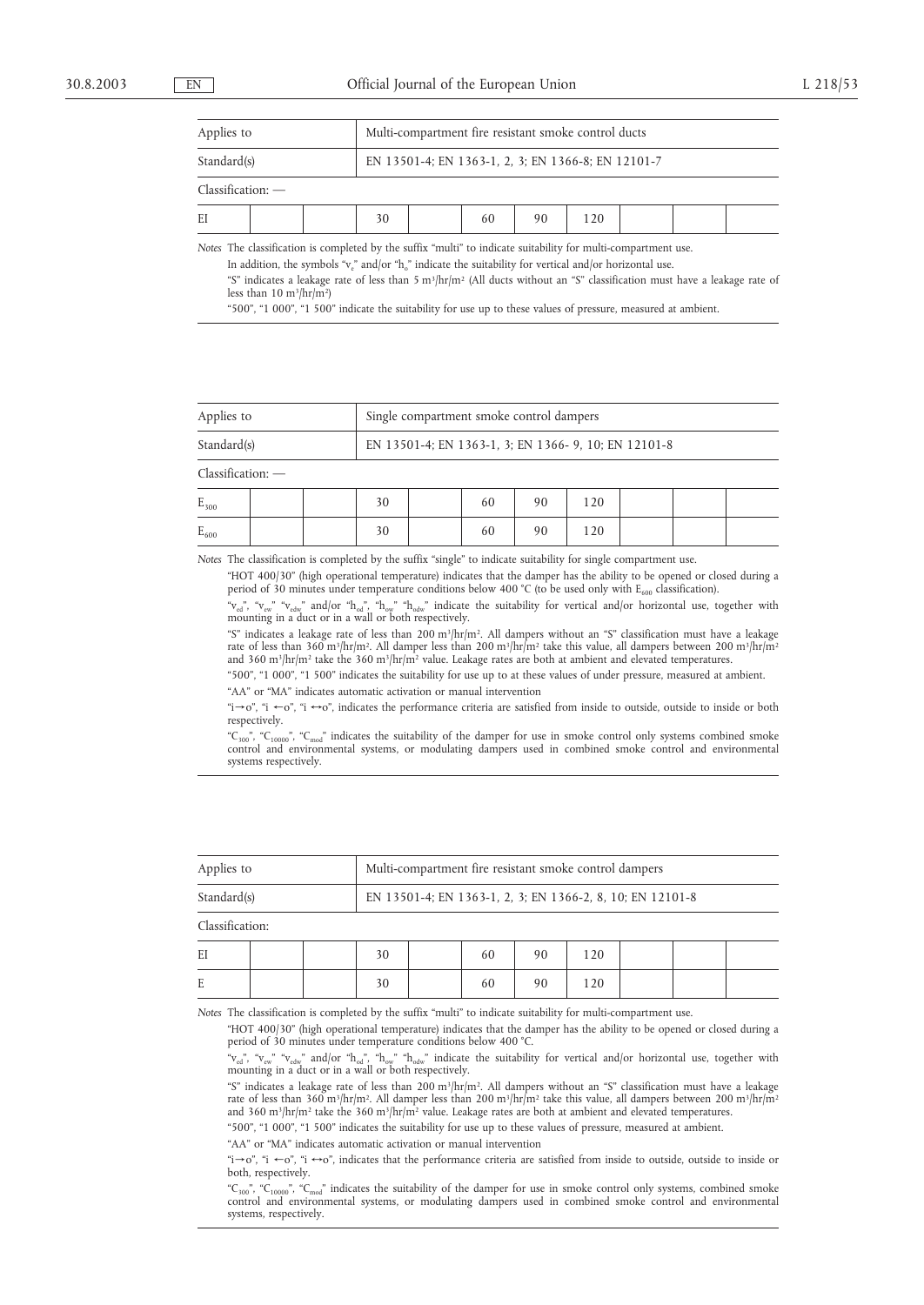| Applies to | | | Multi-compartment fire resistant smoke control ducts | | | | | | | |
|---|---|---|---|---|---|---|---|---|---|---|
| Standard(s) | | | EN 13501-4; EN 1363-1, 2, 3; EN 1366-8; EN 12101-7 | | | | | | | |
| Classification: — | | | | | | | | | | |
| EI | | | 30 | | 60 | 90 | 120 | | | |

*Notes* The classification is completed by the suffix "multi" to indicate suitability for multi-compartment use.

In addition, the symbols "$v_e$" and/or "$h_o$" indicate the suitability for vertical and/or horizontal use.

"S" indicates a leakage rate of less than 5 m³/hr/m² (All ducts without an "S" classification must have a leakage rate of less than 10 m³/hr/m²)

"500", "1 000", "1 500" indicate the suitability for use up to these values of pressure, measured at ambient.

| Applies to | | | Single compartment smoke control dampers | | | | | | | |
|---|---|---|---|---|---|---|---|---|---|---|
| Standard(s) | | | EN 13501-4; EN 1363-1, 3; EN 1366- 9, 10; EN 12101-8 | | | | | | | |
| Classification: — | | | | | | | | | | |
| $E_{300}$ | | | 30 | | 60 | 90 | 120 | | | |
| $E_{600}$ | | | 30 | | 60 | 90 | 120 | | | |

*Notes* The classification is completed by the suffix "single" to indicate suitability for single compartment use.

"HOT 400/30" (high operational temperature) indicates that the damper has the ability to be opened or closed during a period of 30 minutes under temperature conditions below 400 °C (to be used only with $E_{600}$ classification).

"$v_{ed}$", "$v_{ew}$" "$v_{edw}$" and/or "$h_{od}$", "$h_{ow}$" "$h_{odw}$" indicate the suitability for vertical and/or horizontal use, together with mounting in a duct or in a wall or both respectively.

"S" indicates a leakage rate of less than 200 m³/hr/m². All dampers without an "S" classification must have a leakage rate of less than 360 m³/hr/m². All damper less than 200 m³/hr/m² take this value, all dampers between 200 m³/hr/m² and 360 m³/hr/m² take the 360 m³/hr/m² value. Leakage rates are both at ambient and elevated temperatures.

"500", "1 000", "1 500" indicates the suitability for use up to at these values of under pressure, measured at ambient.

"AA" or "MA" indicates automatic activation or manual intervention

"i→o", "i ←o", "i ↔o", indicates the performance criteria are satisfied from inside to outside, outside to inside or both respectively.

"$C_{300}$", "$C_{10000}$", "$C_{mod}$" indicates the suitability of the damper for use in smoke control only systems combined smoke control and environmental systems, or modulating dampers used in combined smoke control and environmental systems respectively.

| Applies to | | | Multi-compartment fire resistant smoke control dampers | | | | | | | |
|---|---|---|---|---|---|---|---|---|---|---|
| Standard(s) | | | EN 13501-4; EN 1363-1, 2, 3; EN 1366-2, 8, 10; EN 12101-8 | | | | | | | |
| Classification: | | | | | | | | | | |
| EI | | | 30 | | 60 | 90 | 120 | | | |
| E | | | 30 | | 60 | 90 | 120 | | | |

*Notes* The classification is completed by the suffix "multi" to indicate suitability for multi-compartment use.

"HOT 400/30" (high operational temperature) indicates that the damper has the ability to be opened or closed during a period of 30 minutes under temperature conditions below 400 °C.

"$v_{ed}$", "$v_{ew}$" "$v_{edw}$" and/or "$h_{od}$", "$h_{ow}$" "$h_{odw}$" indicate the suitability for vertical and/or horizontal use, together with mounting in a duct or in a wall or both respectively.

"S" indicates a leakage rate of less than 200 m³/hr/m². All dampers without an "S" classification must have a leakage rate of less than 360 m³/hr/m². All damper less than 200 m³/hr/m² take this value, all dampers between 200 m³/hr/m² and 360 m³/hr/m² take the 360 m³/hr/m² value. Leakage rates are both at ambient and elevated temperatures.

"500", "1 000", "1 500" indicates the suitability for use up to these values of pressure, measured at ambient.

"AA" or "MA" indicates automatic activation or manual intervention

"i→o", "i ←o", "i ↔o", indicates that the performance criteria are satisfied from inside to outside, outside to inside or both, respectively.

"$C_{300}$", "$C_{10000}$", "$C_{mod}$" indicates the suitability of the damper for use in smoke control only systems, combined smoke control and environmental systems, or modulating dampers used in combined smoke control and environmental systems, respectively.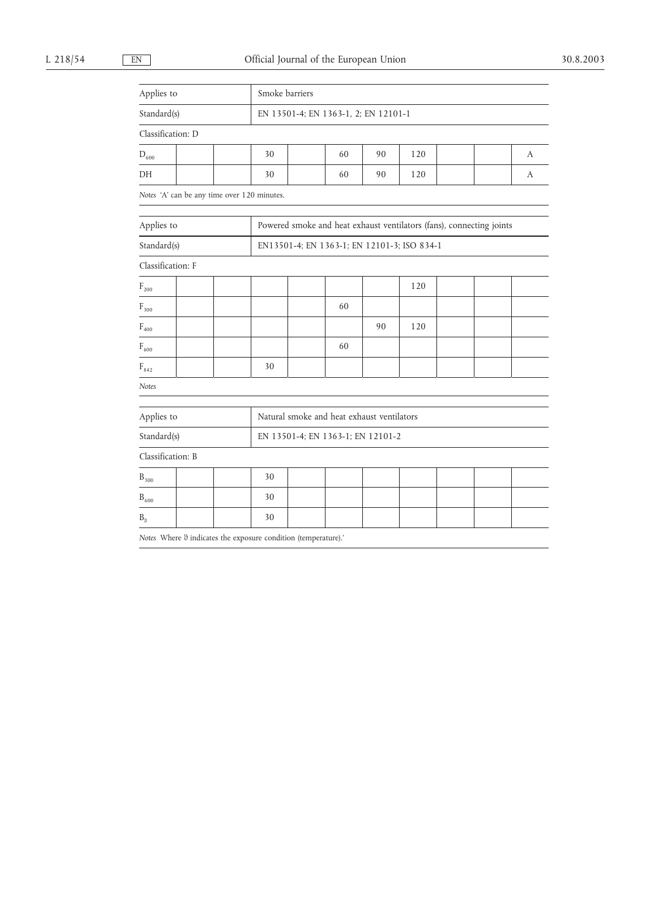| Applies to | | | Smoke barriers | | | | | | | |
|---|---|---|---|---|---|---|---|---|---|---|
| Standard(s) | | | EN 13501-4; EN 1363-1, 2; EN 12101-1 | | | | | | | |
| Classification: D | | | | | | | | | | |
| $D_{600}$ | | | 30 | | 60 | 90 | 120 | | | A |
| DH | | | 30 | | 60 | 90 | 120 | | | A |

*Notes* 'A' can be any time over 120 minutes.

| Applies to | | | Powered smoke and heat exhaust ventilators (fans), connecting joints | | | | | | | |
|---|---|---|---|---|---|---|---|---|---|---|
| Standard(s) | | | EN13501-4; EN 1363-1; EN 12101-3; ISO 834-1 | | | | | | | |
| Classification: F | | | | | | | | | | |
| $F_{200}$ | | | | | | | 120 | | | |
| $F_{300}$ | | | | | 60 | | | | | |
| $F_{400}$ | | | | | | 90 | 120 | | | |
| $F_{600}$ | | | | | 60 | | | | | |
| $F_{842}$ | | | 30 | | | | | | | |

*Notes*

| Applies to | | | Natural smoke and heat exhaust ventilators | | | | | | | |
|---|---|---|---|---|---|---|---|---|---|---|
| Standard(s) | | | EN 13501-4; EN 1363-1; EN 12101-2 | | | | | | | |
| Classification: B | | | | | | | | | | |
| $B_{300}$ | | | 30 | | | | | | | |
| $B_{600}$ | | | 30 | | | | | | | |
| $B_{\vartheta}$ | | | 30 | | | | | | | |

*Notes* Where ϑ indicates the exposure condition (temperature).'